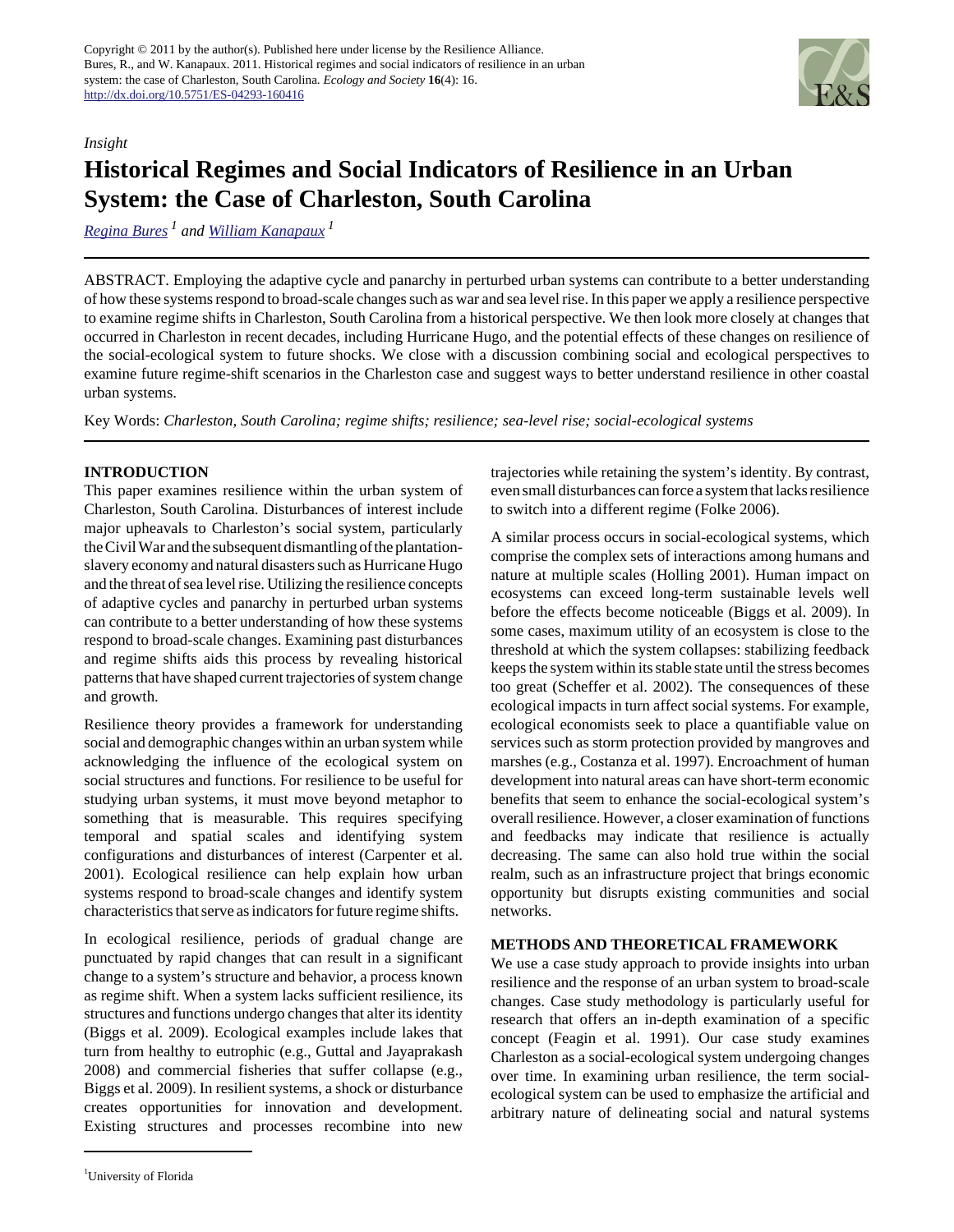Copyright © 2011 by the author(s). Published here under license by the Resilience Alliance.
Bures, R., and W. Kanapaux. 2011. Historical regimes and social indicators of resilience in an urban system: the case of Charleston, South Carolina. *Ecology and Society* **16**(4): 16.
http://dx.doi.org/10.5751/ES-04293-160416

*Insight*

# Historical Regimes and Social Indicators of Resilience in an Urban System: the Case of Charleston, South Carolina

Regina Bures [1] and William Kanapaux [1]

ABSTRACT. Employing the adaptive cycle and panarchy in perturbed urban systems can contribute to a better understanding of how these systems respond to broad-scale changes such as war and sea level rise. In this paper we apply a resilience perspective to examine regime shifts in Charleston, South Carolina from a historical perspective. We then look more closely at changes that occurred in Charleston in recent decades, including Hurricane Hugo, and the potential effects of these changes on resilience of the social-ecological system to future shocks. We close with a discussion combining social and ecological perspectives to examine future regime-shift scenarios in the Charleston case and suggest ways to better understand resilience in other coastal urban systems.

Key Words: *Charleston, South Carolina; regime shifts; resilience; sea-level rise; social-ecological systems*

## INTRODUCTION

This paper examines resilience within the urban system of Charleston, South Carolina. Disturbances of interest include major upheavals to Charleston's social system, particularly the Civil War and the subsequent dismantling of the plantation-slavery economy and natural disasters such as Hurricane Hugo and the threat of sea level rise. Utilizing the resilience concepts of adaptive cycles and panarchy in perturbed urban systems can contribute to a better understanding of how these systems respond to broad-scale changes. Examining past disturbances and regime shifts aids this process by revealing historical patterns that have shaped current trajectories of system change and growth.

Resilience theory provides a framework for understanding social and demographic changes within an urban system while acknowledging the influence of the ecological system on social structures and functions. For resilience to be useful for studying urban systems, it must move beyond metaphor to something that is measurable. This requires specifying temporal and spatial scales and identifying system configurations and disturbances of interest (Carpenter et al. 2001). Ecological resilience can help explain how urban systems respond to broad-scale changes and identify system characteristics that serve as indicators for future regime shifts.

In ecological resilience, periods of gradual change are punctuated by rapid changes that can result in a significant change to a system's structure and behavior, a process known as regime shift. When a system lacks sufficient resilience, its structures and functions undergo changes that alter its identity (Biggs et al. 2009). Ecological examples include lakes that turn from healthy to eutrophic (e.g., Guttal and Jayaprakash 2008) and commercial fisheries that suffer collapse (e.g., Biggs et al. 2009). In resilient systems, a shock or disturbance creates opportunities for innovation and development. Existing structures and processes recombine into new trajectories while retaining the system's identity. By contrast, even small disturbances can force a system that lacks resilience to switch into a different regime (Folke 2006).

A similar process occurs in social-ecological systems, which comprise the complex sets of interactions among humans and nature at multiple scales (Holling 2001). Human impact on ecosystems can exceed long-term sustainable levels well before the effects become noticeable (Biggs et al. 2009). In some cases, maximum utility of an ecosystem is close to the threshold at which the system collapses: stabilizing feedback keeps the system within its stable state until the stress becomes too great (Scheffer et al. 2002). The consequences of these ecological impacts in turn affect social systems. For example, ecological economists seek to place a quantifiable value on services such as storm protection provided by mangroves and marshes (e.g., Costanza et al. 1997). Encroachment of human development into natural areas can have short-term economic benefits that seem to enhance the social-ecological system's overall resilience. However, a closer examination of functions and feedbacks may indicate that resilience is actually decreasing. The same can also hold true within the social realm, such as an infrastructure project that brings economic opportunity but disrupts existing communities and social networks.

## METHODS AND THEORETICAL FRAMEWORK

We use a case study approach to provide insights into urban resilience and the response of an urban system to broad-scale changes. Case study methodology is particularly useful for research that offers an in-depth examination of a specific concept (Feagin et al. 1991). Our case study examines Charleston as a social-ecological system undergoing changes over time. In examining urban resilience, the term social-ecological system can be used to emphasize the artificial and arbitrary nature of delineating social and natural systems

[1] University of Florida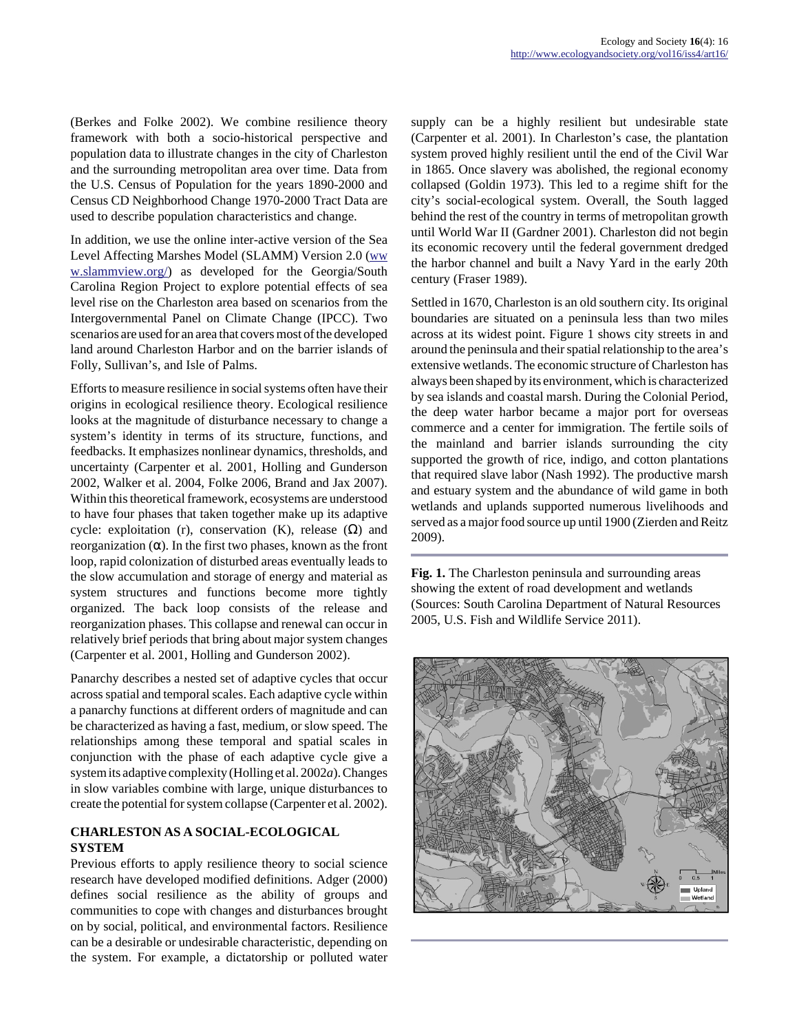(Berkes and Folke 2002). We combine resilience theory framework with both a socio-historical perspective and population data to illustrate changes in the city of Charleston and the surrounding metropolitan area over time. Data from the U.S. Census of Population for the years 1890-2000 and Census CD Neighborhood Change 1970-2000 Tract Data are used to describe population characteristics and change.

In addition, we use the online inter-active version of the Sea Level Affecting Marshes Model (SLAMM) Version 2.0 (www.slammview.org/) as developed for the Georgia/South Carolina Region Project to explore potential effects of sea level rise on the Charleston area based on scenarios from the Intergovernmental Panel on Climate Change (IPCC). Two scenarios are used for an area that covers most of the developed land around Charleston Harbor and on the barrier islands of Folly, Sullivan's, and Isle of Palms.

Efforts to measure resilience in social systems often have their origins in ecological resilience theory. Ecological resilience looks at the magnitude of disturbance necessary to change a system's identity in terms of its structure, functions, and feedbacks. It emphasizes nonlinear dynamics, thresholds, and uncertainty (Carpenter et al. 2001, Holling and Gunderson 2002, Walker et al. 2004, Folke 2006, Brand and Jax 2007). Within this theoretical framework, ecosystems are understood to have four phases that taken together make up its adaptive cycle: exploitation (r), conservation (K), release ($\Omega$) and reorganization ($\alpha$). In the first two phases, known as the front loop, rapid colonization of disturbed areas eventually leads to the slow accumulation and storage of energy and material as system structures and functions become more tightly organized. The back loop consists of the release and reorganization phases. This collapse and renewal can occur in relatively brief periods that bring about major system changes (Carpenter et al. 2001, Holling and Gunderson 2002).

Panarchy describes a nested set of adaptive cycles that occur across spatial and temporal scales. Each adaptive cycle within a panarchy functions at different orders of magnitude and can be characterized as having a fast, medium, or slow speed. The relationships among these temporal and spatial scales in conjunction with the phase of each adaptive cycle give a system its adaptive complexity (Holling et al. 2002*a*). Changes in slow variables combine with large, unique disturbances to create the potential for system collapse (Carpenter et al. 2002).

## CHARLESTON AS A SOCIAL-ECOLOGICAL SYSTEM

Previous efforts to apply resilience theory to social science research have developed modified definitions. Adger (2000) defines social resilience as the ability of groups and communities to cope with changes and disturbances brought on by social, political, and environmental factors. Resilience can be a desirable or undesirable characteristic, depending on the system. For example, a dictatorship or polluted water supply can be a highly resilient but undesirable state (Carpenter et al. 2001). In Charleston's case, the plantation system proved highly resilient until the end of the Civil War in 1865. Once slavery was abolished, the regional economy collapsed (Goldin 1973). This led to a regime shift for the city's social-ecological system. Overall, the South lagged behind the rest of the country in terms of metropolitan growth until World War II (Gardner 2001). Charleston did not begin its economic recovery until the federal government dredged the harbor channel and built a Navy Yard in the early 20th century (Fraser 1989).

Settled in 1670, Charleston is an old southern city. Its original boundaries are situated on a peninsula less than two miles across at its widest point. Figure 1 shows city streets in and around the peninsula and their spatial relationship to the area's extensive wetlands. The economic structure of Charleston has always been shaped by its environment, which is characterized by sea islands and coastal marsh. During the Colonial Period, the deep water harbor became a major port for overseas commerce and a center for immigration. The fertile soils of the mainland and barrier islands surrounding the city supported the growth of rice, indigo, and cotton plantations that required slave labor (Nash 1992). The productive marsh and estuary system and the abundance of wild game in both wetlands and uplands supported numerous livelihoods and served as a major food source up until 1900 (Zierden and Reitz 2009).

**Fig. 1.** The Charleston peninsula and surrounding areas showing the extent of road development and wetlands (Sources: South Carolina Department of Natural Resources 2005, U.S. Fish and Wildlife Service 2011).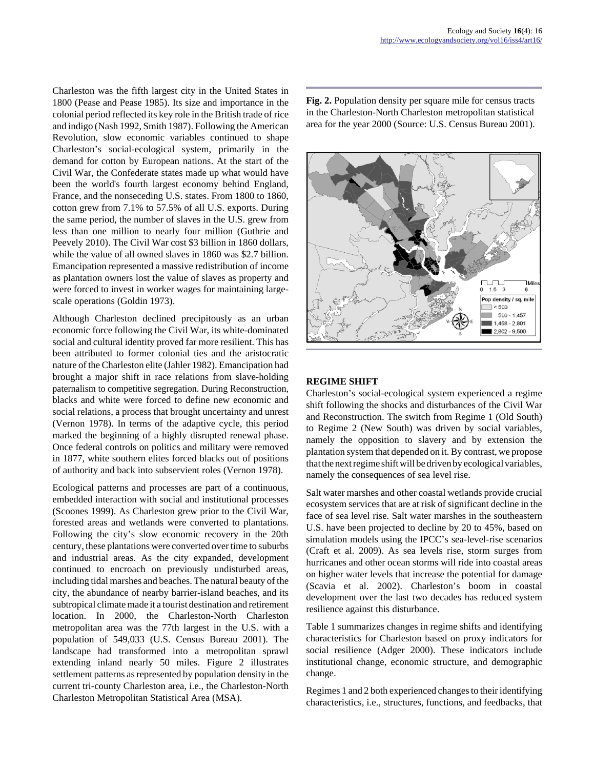Charleston was the fifth largest city in the United States in 1800 (Pease and Pease 1985). Its size and importance in the colonial period reflected its key role in the British trade of rice and indigo (Nash 1992, Smith 1987). Following the American Revolution, slow economic variables continued to shape Charleston's social-ecological system, primarily in the demand for cotton by European nations. At the start of the Civil War, the Confederate states made up what would have been the world's fourth largest economy behind England, France, and the nonseceding U.S. states. From 1800 to 1860, cotton grew from 7.1% to 57.5% of all U.S. exports. During the same period, the number of slaves in the U.S. grew from less than one million to nearly four million (Guthrie and Peevely 2010). The Civil War cost $3 billion in 1860 dollars, while the value of all owned slaves in 1860 was $2.7 billion. Emancipation represented a massive redistribution of income as plantation owners lost the value of slaves as property and were forced to invest in worker wages for maintaining large-scale operations (Goldin 1973).

Although Charleston declined precipitously as an urban economic force following the Civil War, its white-dominated social and cultural identity proved far more resilient. This has been attributed to former colonial ties and the aristocratic nature of the Charleston elite (Jahler 1982). Emancipation had brought a major shift in race relations from slave-holding paternalism to competitive segregation. During Reconstruction, blacks and white were forced to define new economic and social relations, a process that brought uncertainty and unrest (Vernon 1978). In terms of the adaptive cycle, this period marked the beginning of a highly disrupted renewal phase. Once federal controls on politics and military were removed in 1877, white southern elites forced blacks out of positions of authority and back into subservient roles (Vernon 1978).

Ecological patterns and processes are part of a continuous, embedded interaction with social and institutional processes (Scoones 1999). As Charleston grew prior to the Civil War, forested areas and wetlands were converted to plantations. Following the city's slow economic recovery in the 20th century, these plantations were converted over time to suburbs and industrial areas. As the city expanded, development continued to encroach on previously undisturbed areas, including tidal marshes and beaches. The natural beauty of the city, the abundance of nearby barrier-island beaches, and its subtropical climate made it a tourist destination and retirement location. In 2000, the Charleston-North Charleston metropolitan area was the 77th largest in the U.S. with a population of 549,033 (U.S. Census Bureau 2001). The landscape had transformed into a metropolitan sprawl extending inland nearly 50 miles. Figure 2 illustrates settlement patterns as represented by population density in the current tri-county Charleston area, i.e., the Charleston-North Charleston Metropolitan Statistical Area (MSA).

**Fig. 2.** Population density per square mile for census tracts in the Charleston-North Charleston metropolitan statistical area for the year 2000 (Source: U.S. Census Bureau 2001).

## REGIME SHIFT

Charleston's social-ecological system experienced a regime shift following the shocks and disturbances of the Civil War and Reconstruction. The switch from Regime 1 (Old South) to Regime 2 (New South) was driven by social variables, namely the opposition to slavery and by extension the plantation system that depended on it. By contrast, we propose that the next regime shift will be driven by ecological variables, namely the consequences of sea level rise.

Salt water marshes and other coastal wetlands provide crucial ecosystem services that are at risk of significant decline in the face of sea level rise. Salt water marshes in the southeastern U.S. have been projected to decline by 20 to 45%, based on simulation models using the IPCC's sea-level-rise scenarios (Craft et al. 2009). As sea levels rise, storm surges from hurricanes and other ocean storms will ride into coastal areas on higher water levels that increase the potential for damage (Scavia et al. 2002). Charleston's boom in coastal development over the last two decades has reduced system resilience against this disturbance.

Table 1 summarizes changes in regime shifts and identifying characteristics for Charleston based on proxy indicators for social resilience (Adger 2000). These indicators include institutional change, economic structure, and demographic change.

Regimes 1 and 2 both experienced changes to their identifying characteristics, i.e., structures, functions, and feedbacks, that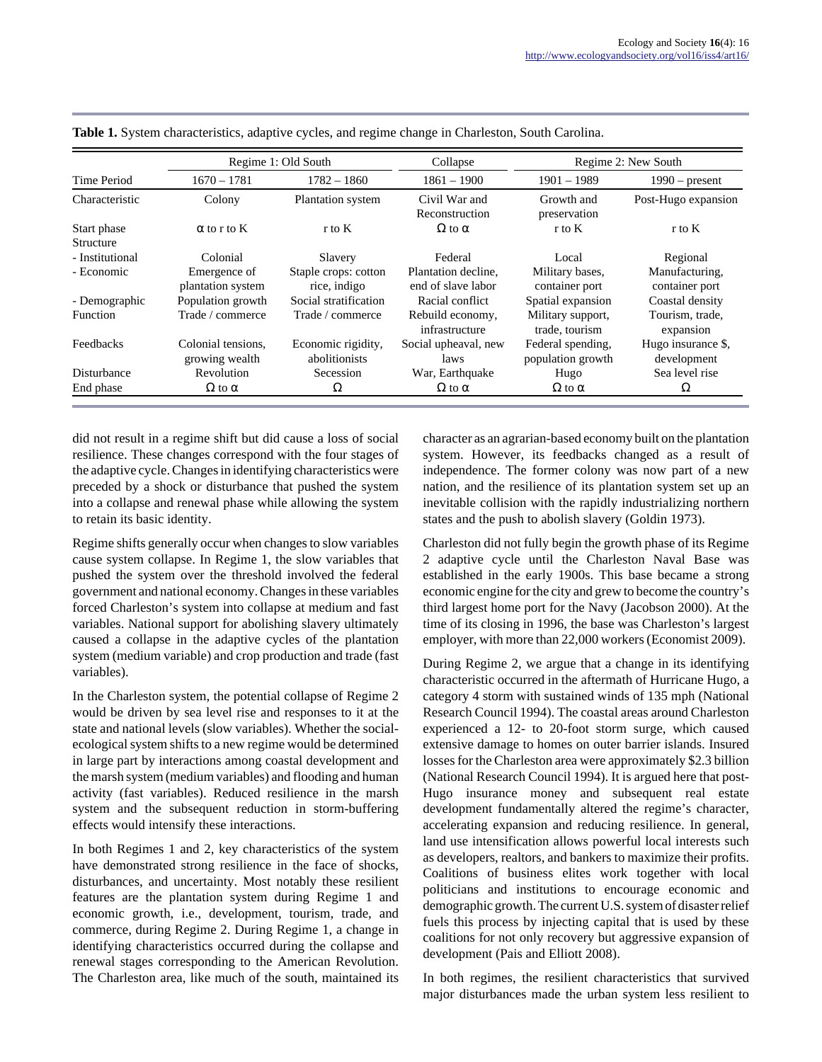**Table 1.** System characteristics, adaptive cycles, and regime change in Charleston, South Carolina.

| | Regime 1: Old South | | Collapse | Regime 2: New South | |
|---|---|---|---|---|---|
| Time Period | 1670 – 1781 | 1782 – 1860 | 1861 – 1900 | 1901 – 1989 | 1990 – present |
| Characteristic | Colony | Plantation system | Civil War and Reconstruction | Growth and preservation | Post-Hugo expansion |
| Start phase Structure | α to r to K | r to K | Ω to α | r to K | r to K |
| - Institutional | Colonial | Slavery | Federal | Local | Regional |
| - Economic | Emergence of plantation system | Staple crops: cotton rice, indigo | Plantation decline, end of slave labor | Military bases, container port | Manufacturing, container port |
| - Demographic | Population growth | Social stratification | Racial conflict | Spatial expansion | Coastal density |
| Function | Trade / commerce | Trade / commerce | Rebuild economy, infrastructure | Military support, trade, tourism | Tourism, trade, expansion |
| Feedbacks | Colonial tensions, growing wealth | Economic rigidity, abolitionists | Social upheaval, new laws | Federal spending, population growth | Hugo insurance $, development |
| Disturbance | Revolution | Secession | War, Earthquake | Hugo | Sea level rise |
| End phase | Ω to α | Ω | Ω to α | Ω to α | Ω |

did not result in a regime shift but did cause a loss of social resilience. These changes correspond with the four stages of the adaptive cycle. Changes in identifying characteristics were preceded by a shock or disturbance that pushed the system into a collapse and renewal phase while allowing the system to retain its basic identity.

Regime shifts generally occur when changes to slow variables cause system collapse. In Regime 1, the slow variables that pushed the system over the threshold involved the federal government and national economy. Changes in these variables forced Charleston's system into collapse at medium and fast variables. National support for abolishing slavery ultimately caused a collapse in the adaptive cycles of the plantation system (medium variable) and crop production and trade (fast variables).

In the Charleston system, the potential collapse of Regime 2 would be driven by sea level rise and responses to it at the state and national levels (slow variables). Whether the social-ecological system shifts to a new regime would be determined in large part by interactions among coastal development and the marsh system (medium variables) and flooding and human activity (fast variables). Reduced resilience in the marsh system and the subsequent reduction in storm-buffering effects would intensify these interactions.

In both Regimes 1 and 2, key characteristics of the system have demonstrated strong resilience in the face of shocks, disturbances, and uncertainty. Most notably these resilient features are the plantation system during Regime 1 and economic growth, i.e., development, tourism, trade, and commerce, during Regime 2. During Regime 1, a change in identifying characteristics occurred during the collapse and renewal stages corresponding to the American Revolution. The Charleston area, like much of the south, maintained its character as an agrarian-based economy built on the plantation system. However, its feedbacks changed as a result of independence. The former colony was now part of a new nation, and the resilience of its plantation system set up an inevitable collision with the rapidly industrializing northern states and the push to abolish slavery (Goldin 1973).

Charleston did not fully begin the growth phase of its Regime 2 adaptive cycle until the Charleston Naval Base was established in the early 1900s. This base became a strong economic engine for the city and grew to become the country's third largest home port for the Navy (Jacobson 2000). At the time of its closing in 1996, the base was Charleston's largest employer, with more than 22,000 workers (Economist 2009).

During Regime 2, we argue that a change in its identifying characteristic occurred in the aftermath of Hurricane Hugo, a category 4 storm with sustained winds of 135 mph (National Research Council 1994). The coastal areas around Charleston experienced a 12- to 20-foot storm surge, which caused extensive damage to homes on outer barrier islands. Insured losses for the Charleston area were approximately $2.3 billion (National Research Council 1994). It is argued here that post-Hugo insurance money and subsequent real estate development fundamentally altered the regime's character, accelerating expansion and reducing resilience. In general, land use intensification allows powerful local interests such as developers, realtors, and bankers to maximize their profits. Coalitions of business elites work together with local politicians and institutions to encourage economic and demographic growth. The current U.S. system of disaster relief fuels this process by injecting capital that is used by these coalitions for not only recovery but aggressive expansion of development (Pais and Elliott 2008).

In both regimes, the resilient characteristics that survived major disturbances made the urban system less resilient to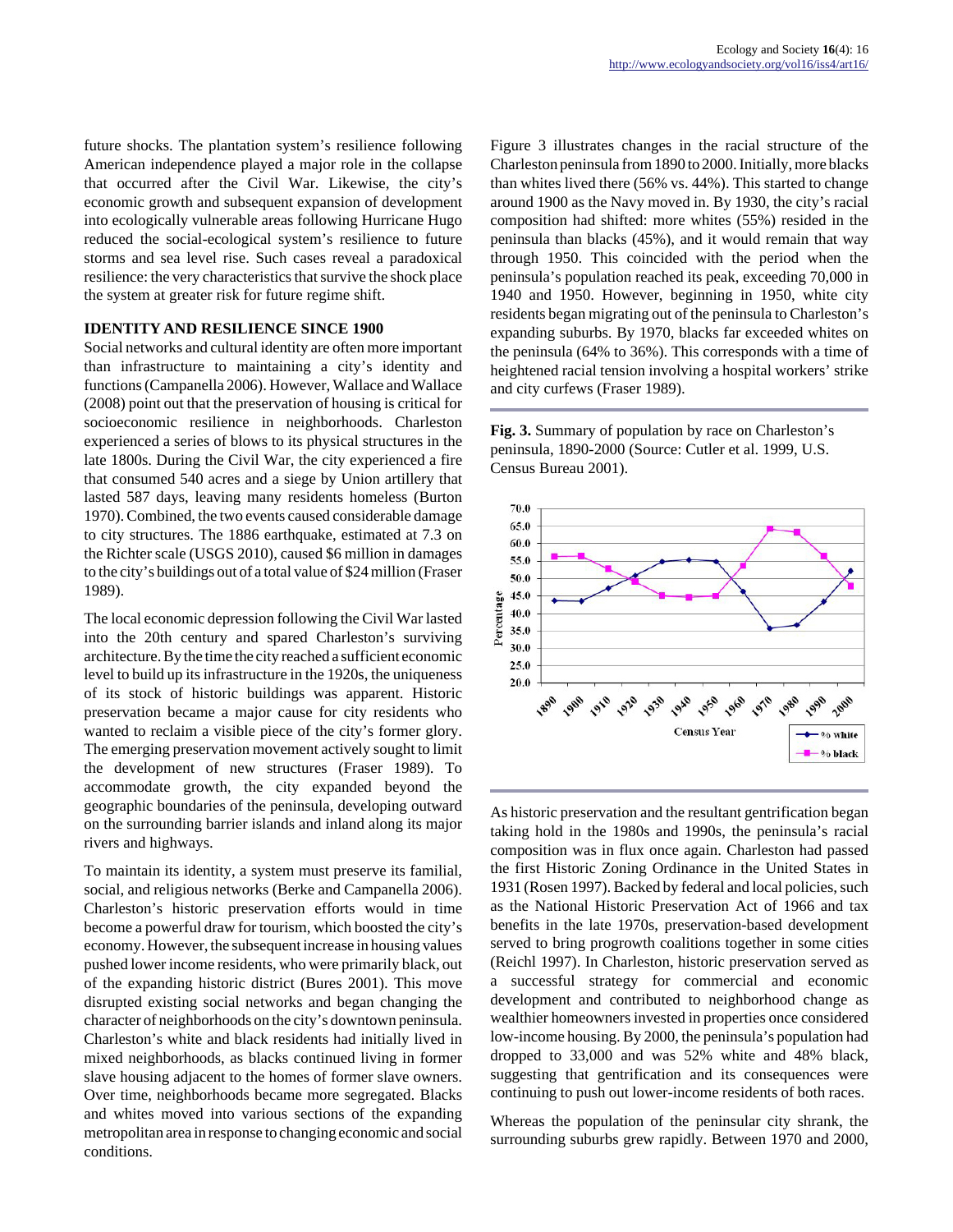future shocks. The plantation system's resilience following American independence played a major role in the collapse that occurred after the Civil War. Likewise, the city's economic growth and subsequent expansion of development into ecologically vulnerable areas following Hurricane Hugo reduced the social-ecological system's resilience to future storms and sea level rise. Such cases reveal a paradoxical resilience: the very characteristics that survive the shock place the system at greater risk for future regime shift.

## IDENTITY AND RESILIENCE SINCE 1900

Social networks and cultural identity are often more important than infrastructure to maintaining a city's identity and functions (Campanella 2006). However, Wallace and Wallace (2008) point out that the preservation of housing is critical for socioeconomic resilience in neighborhoods. Charleston experienced a series of blows to its physical structures in the late 1800s. During the Civil War, the city experienced a fire that consumed 540 acres and a siege by Union artillery that lasted 587 days, leaving many residents homeless (Burton 1970). Combined, the two events caused considerable damage to city structures. The 1886 earthquake, estimated at 7.3 on the Richter scale (USGS 2010), caused $6 million in damages to the city's buildings out of a total value of $24 million (Fraser 1989).

The local economic depression following the Civil War lasted into the 20th century and spared Charleston's surviving architecture. By the time the city reached a sufficient economic level to build up its infrastructure in the 1920s, the uniqueness of its stock of historic buildings was apparent. Historic preservation became a major cause for city residents who wanted to reclaim a visible piece of the city's former glory. The emerging preservation movement actively sought to limit the development of new structures (Fraser 1989). To accommodate growth, the city expanded beyond the geographic boundaries of the peninsula, developing outward on the surrounding barrier islands and inland along its major rivers and highways.

To maintain its identity, a system must preserve its familial, social, and religious networks (Berke and Campanella 2006). Charleston's historic preservation efforts would in time become a powerful draw for tourism, which boosted the city's economy. However, the subsequent increase in housing values pushed lower income residents, who were primarily black, out of the expanding historic district (Bures 2001). This move disrupted existing social networks and began changing the character of neighborhoods on the city's downtown peninsula. Charleston's white and black residents had initially lived in mixed neighborhoods, as blacks continued living in former slave housing adjacent to the homes of former slave owners. Over time, neighborhoods became more segregated. Blacks and whites moved into various sections of the expanding metropolitan area in response to changing economic and social conditions.

Figure 3 illustrates changes in the racial structure of the Charleston peninsula from 1890 to 2000. Initially, more blacks than whites lived there (56% vs. 44%). This started to change around 1900 as the Navy moved in. By 1930, the city's racial composition had shifted: more whites (55%) resided in the peninsula than blacks (45%), and it would remain that way through 1950. This coincided with the period when the peninsula's population reached its peak, exceeding 70,000 in 1940 and 1950. However, beginning in 1950, white city residents began migrating out of the peninsula to Charleston's expanding suburbs. By 1970, blacks far exceeded whites on the peninsula (64% to 36%). This corresponds with a time of heightened racial tension involving a hospital workers' strike and city curfews (Fraser 1989).

**Fig. 3.** Summary of population by race on Charleston's peninsula, 1890-2000 (Source: Cutler et al. 1999, U.S. Census Bureau 2001).

As historic preservation and the resultant gentrification began taking hold in the 1980s and 1990s, the peninsula's racial composition was in flux once again. Charleston had passed the first Historic Zoning Ordinance in the United States in 1931 (Rosen 1997). Backed by federal and local policies, such as the National Historic Preservation Act of 1966 and tax benefits in the late 1970s, preservation-based development served to bring progrowth coalitions together in some cities (Reichl 1997). In Charleston, historic preservation served as a successful strategy for commercial and economic development and contributed to neighborhood change as wealthier homeowners invested in properties once considered low-income housing. By 2000, the peninsula's population had dropped to 33,000 and was 52% white and 48% black, suggesting that gentrification and its consequences were continuing to push out lower-income residents of both races.

Whereas the population of the peninsular city shrank, the surrounding suburbs grew rapidly. Between 1970 and 2000,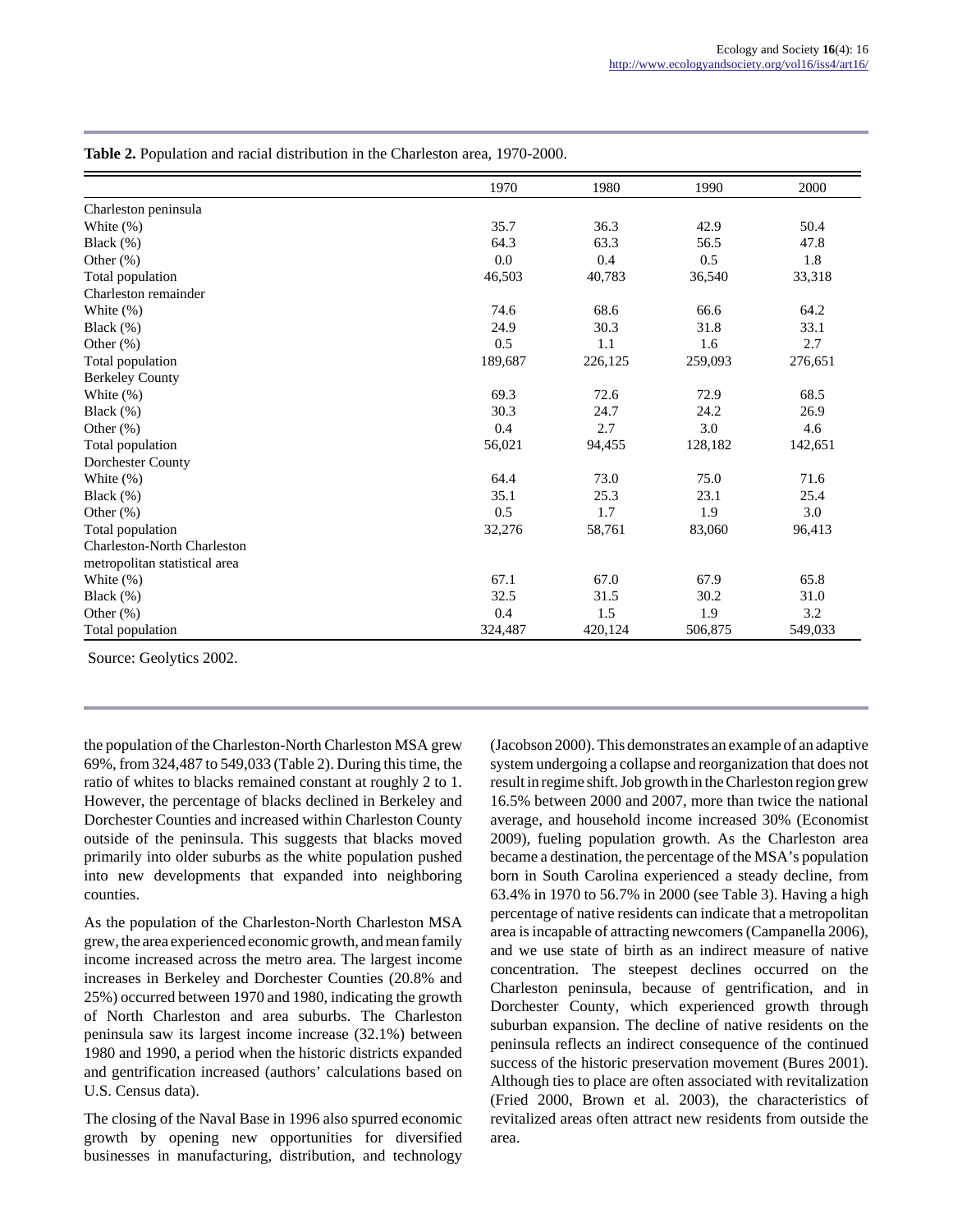**Table 2.** Population and racial distribution in the Charleston area, 1970-2000.

| | 1970 | 1980 | 1990 | 2000 |
|---|---|---|---|---|
| Charleston peninsula | | | | |
| White (%) | 35.7 | 36.3 | 42.9 | 50.4 |
| Black (%) | 64.3 | 63.3 | 56.5 | 47.8 |
| Other (%) | 0.0 | 0.4 | 0.5 | 1.8 |
| Total population | 46,503 | 40,783 | 36,540 | 33,318 |
| Charleston remainder | | | | |
| White (%) | 74.6 | 68.6 | 66.6 | 64.2 |
| Black (%) | 24.9 | 30.3 | 31.8 | 33.1 |
| Other (%) | 0.5 | 1.1 | 1.6 | 2.7 |
| Total population | 189,687 | 226,125 | 259,093 | 276,651 |
| Berkeley County | | | | |
| White (%) | 69.3 | 72.6 | 72.9 | 68.5 |
| Black (%) | 30.3 | 24.7 | 24.2 | 26.9 |
| Other (%) | 0.4 | 2.7 | 3.0 | 4.6 |
| Total population | 56,021 | 94,455 | 128,182 | 142,651 |
| Dorchester County | | | | |
| White (%) | 64.4 | 73.0 | 75.0 | 71.6 |
| Black (%) | 35.1 | 25.3 | 23.1 | 25.4 |
| Other (%) | 0.5 | 1.7 | 1.9 | 3.0 |
| Total population | 32,276 | 58,761 | 83,060 | 96,413 |
| Charleston-North Charleston metropolitan statistical area | | | | |
| White (%) | 67.1 | 67.0 | 67.9 | 65.8 |
| Black (%) | 32.5 | 31.5 | 30.2 | 31.0 |
| Other (%) | 0.4 | 1.5 | 1.9 | 3.2 |
| Total population | 324,487 | 420,124 | 506,875 | 549,033 |

Source: Geolytics 2002.

the population of the Charleston-North Charleston MSA grew 69%, from 324,487 to 549,033 (Table 2). During this time, the ratio of whites to blacks remained constant at roughly 2 to 1. However, the percentage of blacks declined in Berkeley and Dorchester Counties and increased within Charleston County outside of the peninsula. This suggests that blacks moved primarily into older suburbs as the white population pushed into new developments that expanded into neighboring counties.

As the population of the Charleston-North Charleston MSA grew, the area experienced economic growth, and mean family income increased across the metro area. The largest income increases in Berkeley and Dorchester Counties (20.8% and 25%) occurred between 1970 and 1980, indicating the growth of North Charleston and area suburbs. The Charleston peninsula saw its largest income increase (32.1%) between 1980 and 1990, a period when the historic districts expanded and gentrification increased (authors' calculations based on U.S. Census data).

The closing of the Naval Base in 1996 also spurred economic growth by opening new opportunities for diversified businesses in manufacturing, distribution, and technology (Jacobson 2000). This demonstrates an example of an adaptive system undergoing a collapse and reorganization that does not result in regime shift. Job growth in the Charleston region grew 16.5% between 2000 and 2007, more than twice the national average, and household income increased 30% (Economist 2009), fueling population growth. As the Charleston area became a destination, the percentage of the MSA's population born in South Carolina experienced a steady decline, from 63.4% in 1970 to 56.7% in 2000 (see Table 3). Having a high percentage of native residents can indicate that a metropolitan area is incapable of attracting newcomers (Campanella 2006), and we use state of birth as an indirect measure of native concentration. The steepest declines occurred on the Charleston peninsula, because of gentrification, and in Dorchester County, which experienced growth through suburban expansion. The decline of native residents on the peninsula reflects an indirect consequence of the continued success of the historic preservation movement (Bures 2001). Although ties to place are often associated with revitalization (Fried 2000, Brown et al. 2003), the characteristics of revitalized areas often attract new residents from outside the area.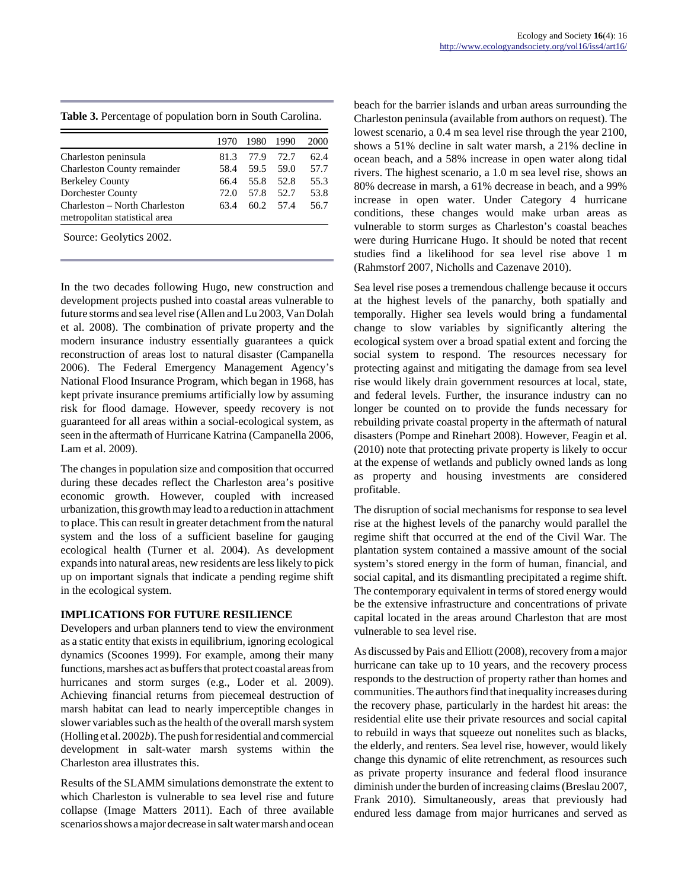**Table 3.** Percentage of population born in South Carolina.

| | 1970 | 1980 | 1990 | 2000 |
|---|---|---|---|---|
| Charleston peninsula | 81.3 | 77.9 | 72.7 | 62.4 |
| Charleston County remainder | 58.4 | 59.5 | 59.0 | 57.7 |
| Berkeley County | 66.4 | 55.8 | 52.8 | 55.3 |
| Dorchester County | 72.0 | 57.8 | 52.7 | 53.8 |
| Charleston – North Charleston metropolitan statistical area | 63.4 | 60.2 | 57.4 | 56.7 |

Source: Geolytics 2002.

In the two decades following Hugo, new construction and development projects pushed into coastal areas vulnerable to future storms and sea level rise (Allen and Lu 2003, Van Dolah et al. 2008). The combination of private property and the modern insurance industry essentially guarantees a quick reconstruction of areas lost to natural disaster (Campanella 2006). The Federal Emergency Management Agency's National Flood Insurance Program, which began in 1968, has kept private insurance premiums artificially low by assuming risk for flood damage. However, speedy recovery is not guaranteed for all areas within a social-ecological system, as seen in the aftermath of Hurricane Katrina (Campanella 2006, Lam et al. 2009).

The changes in population size and composition that occurred during these decades reflect the Charleston area's positive economic growth. However, coupled with increased urbanization, this growth may lead to a reduction in attachment to place. This can result in greater detachment from the natural system and the loss of a sufficient baseline for gauging ecological health (Turner et al. 2004). As development expands into natural areas, new residents are less likely to pick up on important signals that indicate a pending regime shift in the ecological system.

## IMPLICATIONS FOR FUTURE RESILIENCE

Developers and urban planners tend to view the environment as a static entity that exists in equilibrium, ignoring ecological dynamics (Scoones 1999). For example, among their many functions, marshes act as buffers that protect coastal areas from hurricanes and storm surges (e.g., Loder et al. 2009). Achieving financial returns from piecemeal destruction of marsh habitat can lead to nearly imperceptible changes in slower variables such as the health of the overall marsh system (Holling et al. 2002*b*). The push for residential and commercial development in salt-water marsh systems within the Charleston area illustrates this.

Results of the SLAMM simulations demonstrate the extent to which Charleston is vulnerable to sea level rise and future collapse (Image Matters 2011). Each of three available scenarios shows a major decrease in salt water marsh and ocean beach for the barrier islands and urban areas surrounding the Charleston peninsula (available from authors on request). The lowest scenario, a 0.4 m sea level rise through the year 2100, shows a 51% decline in salt water marsh, a 21% decline in ocean beach, and a 58% increase in open water along tidal rivers. The highest scenario, a 1.0 m sea level rise, shows an 80% decrease in marsh, a 61% decrease in beach, and a 99% increase in open water. Under Category 4 hurricane conditions, these changes would make urban areas as vulnerable to storm surges as Charleston's coastal beaches were during Hurricane Hugo. It should be noted that recent studies find a likelihood for sea level rise above 1 m (Rahmstorf 2007, Nicholls and Cazenave 2010).

Sea level rise poses a tremendous challenge because it occurs at the highest levels of the panarchy, both spatially and temporally. Higher sea levels would bring a fundamental change to slow variables by significantly altering the ecological system over a broad spatial extent and forcing the social system to respond. The resources necessary for protecting against and mitigating the damage from sea level rise would likely drain government resources at local, state, and federal levels. Further, the insurance industry can no longer be counted on to provide the funds necessary for rebuilding private coastal property in the aftermath of natural disasters (Pompe and Rinehart 2008). However, Feagin et al. (2010) note that protecting private property is likely to occur at the expense of wetlands and publicly owned lands as long as property and housing investments are considered profitable.

The disruption of social mechanisms for response to sea level rise at the highest levels of the panarchy would parallel the regime shift that occurred at the end of the Civil War. The plantation system contained a massive amount of the social system's stored energy in the form of human, financial, and social capital, and its dismantling precipitated a regime shift. The contemporary equivalent in terms of stored energy would be the extensive infrastructure and concentrations of private capital located in the areas around Charleston that are most vulnerable to sea level rise.

As discussed by Pais and Elliott (2008), recovery from a major hurricane can take up to 10 years, and the recovery process responds to the destruction of property rather than homes and communities. The authors find that inequality increases during the recovery phase, particularly in the hardest hit areas: the residential elite use their private resources and social capital to rebuild in ways that squeeze out nonelites such as blacks, the elderly, and renters. Sea level rise, however, would likely change this dynamic of elite retrenchment, as resources such as private property insurance and federal flood insurance diminish under the burden of increasing claims (Breslau 2007, Frank 2010). Simultaneously, areas that previously had endured less damage from major hurricanes and served as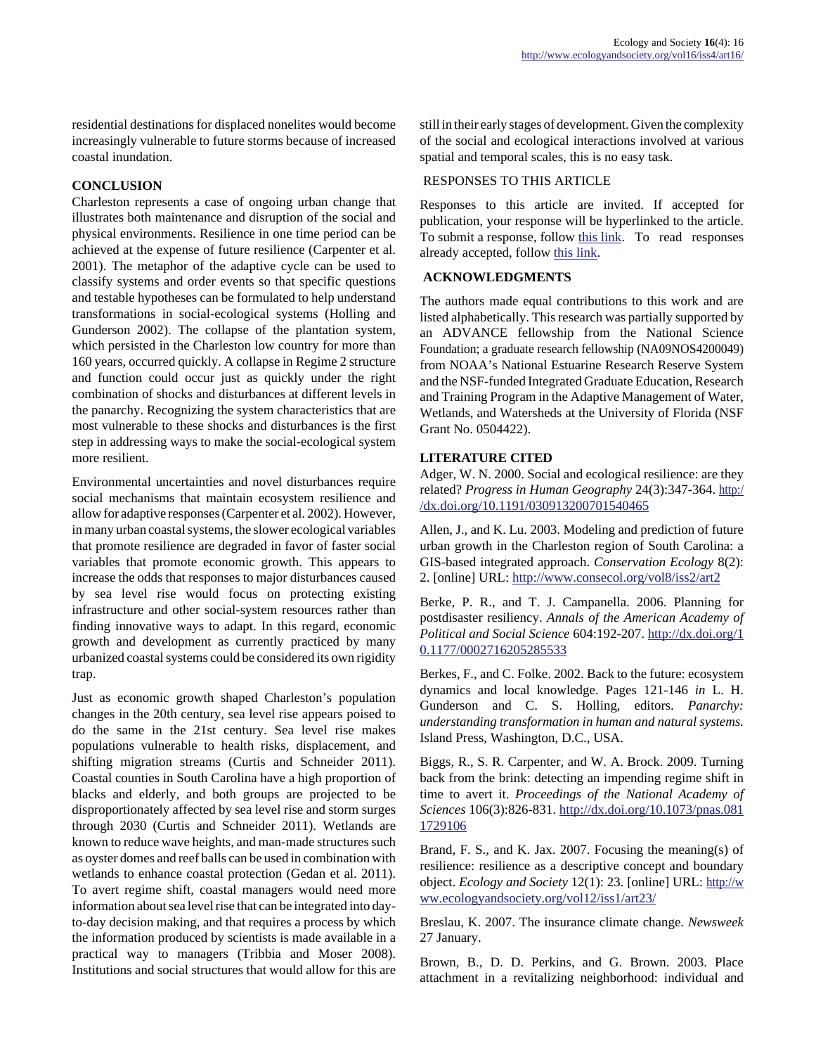residential destinations for displaced nonelites would become increasingly vulnerable to future storms because of increased coastal inundation.

## CONCLUSION

Charleston represents a case of ongoing urban change that illustrates both maintenance and disruption of the social and physical environments. Resilience in one time period can be achieved at the expense of future resilience (Carpenter et al. 2001). The metaphor of the adaptive cycle can be used to classify systems and order events so that specific questions and testable hypotheses can be formulated to help understand transformations in social-ecological systems (Holling and Gunderson 2002). The collapse of the plantation system, which persisted in the Charleston low country for more than 160 years, occurred quickly. A collapse in Regime 2 structure and function could occur just as quickly under the right combination of shocks and disturbances at different levels in the panarchy. Recognizing the system characteristics that are most vulnerable to these shocks and disturbances is the first step in addressing ways to make the social-ecological system more resilient.

Environmental uncertainties and novel disturbances require social mechanisms that maintain ecosystem resilience and allow for adaptive responses (Carpenter et al. 2002). However, in many urban coastal systems, the slower ecological variables that promote resilience are degraded in favor of faster social variables that promote economic growth. This appears to increase the odds that responses to major disturbances caused by sea level rise would focus on protecting existing infrastructure and other social-system resources rather than finding innovative ways to adapt. In this regard, economic growth and development as currently practiced by many urbanized coastal systems could be considered its own rigidity trap.

Just as economic growth shaped Charleston's population changes in the 20th century, sea level rise appears poised to do the same in the 21st century. Sea level rise makes populations vulnerable to health risks, displacement, and shifting migration streams (Curtis and Schneider 2011). Coastal counties in South Carolina have a high proportion of blacks and elderly, and both groups are projected to be disproportionately affected by sea level rise and storm surges through 2030 (Curtis and Schneider 2011). Wetlands are known to reduce wave heights, and man-made structures such as oyster domes and reef balls can be used in combination with wetlands to enhance coastal protection (Gedan et al. 2011). To avert regime shift, coastal managers would need more information about sea level rise that can be integrated into day-to-day decision making, and that requires a process by which the information produced by scientists is made available in a practical way to managers (Tribbia and Moser 2008). Institutions and social structures that would allow for this are still in their early stages of development. Given the complexity of the social and ecological interactions involved at various spatial and temporal scales, this is no easy task.

## RESPONSES TO THIS ARTICLE

Responses to this article are invited. If accepted for publication, your response will be hyperlinked to the article. To submit a response, follow [this link](). To read responses already accepted, follow [this link]().

## ACKNOWLEDGMENTS

The authors made equal contributions to this work and are listed alphabetically. This research was partially supported by an ADVANCE fellowship from the National Science Foundation; a graduate research fellowship (NA09NOS4200049) from NOAA's National Estuarine Research Reserve System and the NSF-funded Integrated Graduate Education, Research and Training Program in the Adaptive Management of Water, Wetlands, and Watersheds at the University of Florida (NSF Grant No. 0504422).

## LITERATURE CITED

Adger, W. N. 2000. Social and ecological resilience: are they related? *Progress in Human Geography* 24(3):347-364. http://dx.doi.org/10.1191/030913200701540465

Allen, J., and K. Lu. 2003. Modeling and prediction of future urban growth in the Charleston region of South Carolina: a GIS-based integrated approach. *Conservation Ecology* 8(2): 2. [online] URL: http://www.consecol.org/vol8/iss2/art2

Berke, P. R., and T. J. Campanella. 2006. Planning for postdisaster resiliency. *Annals of the American Academy of Political and Social Science* 604:192-207. http://dx.doi.org/10.1177/0002716205285533

Berkes, F., and C. Folke. 2002. Back to the future: ecosystem dynamics and local knowledge. Pages 121-146 *in* L. H. Gunderson and C. S. Holling, editors. *Panarchy: understanding transformation in human and natural systems.* Island Press, Washington, D.C., USA.

Biggs, R., S. R. Carpenter, and W. A. Brock. 2009. Turning back from the brink: detecting an impending regime shift in time to avert it. *Proceedings of the National Academy of Sciences* 106(3):826-831. http://dx.doi.org/10.1073/pnas.0811729106

Brand, F. S., and K. Jax. 2007. Focusing the meaning(s) of resilience: resilience as a descriptive concept and boundary object. *Ecology and Society* 12(1): 23. [online] URL: http://www.ecologyandsociety.org/vol12/iss1/art23/

Breslau, K. 2007. The insurance climate change. *Newsweek* 27 January.

Brown, B., D. D. Perkins, and G. Brown. 2003. Place attachment in a revitalizing neighborhood: individual and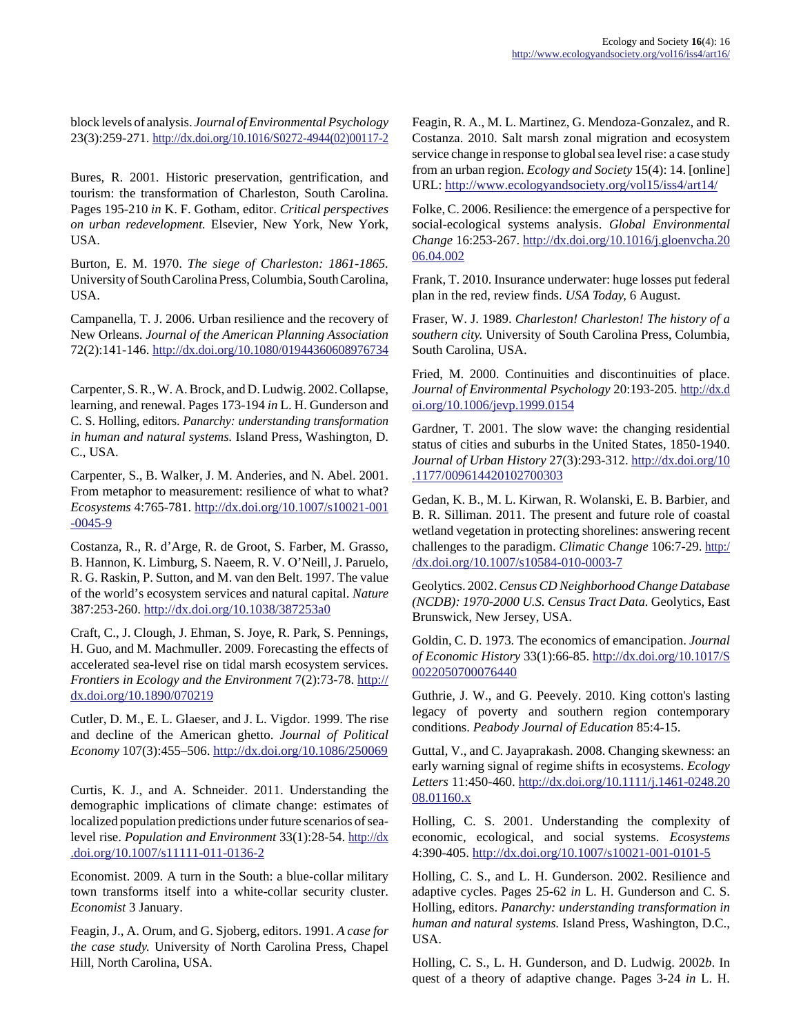block levels of analysis. *Journal of Environmental Psychology* 23(3):259-271. http://dx.doi.org/10.1016/S0272-4944(02)00117-2

Bures, R. 2001. Historic preservation, gentrification, and tourism: the transformation of Charleston, South Carolina. Pages 195-210 *in* K. F. Gotham, editor. *Critical perspectives on urban redevelopment.* Elsevier, New York, New York, USA.

Burton, E. M. 1970. *The siege of Charleston: 1861-1865.* University of South Carolina Press, Columbia, South Carolina, USA.

Campanella, T. J. 2006. Urban resilience and the recovery of New Orleans. *Journal of the American Planning Association* 72(2):141-146. http://dx.doi.org/10.1080/01944360608976734

Carpenter, S. R., W. A. Brock, and D. Ludwig. 2002. Collapse, learning, and renewal. Pages 173-194 *in* L. H. Gunderson and C. S. Holling, editors. *Panarchy: understanding transformation in human and natural systems.* Island Press, Washington, D. C., USA.

Carpenter, S., B. Walker, J. M. Anderies, and N. Abel. 2001. From metaphor to measurement: resilience of what to what? *Ecosystems* 4:765-781. http://dx.doi.org/10.1007/s10021-001-0045-9

Costanza, R., R. d'Arge, R. de Groot, S. Farber, M. Grasso, B. Hannon, K. Limburg, S. Naeem, R. V. O'Neill, J. Paruelo, R. G. Raskin, P. Sutton, and M. van den Belt. 1997. The value of the world's ecosystem services and natural capital. *Nature* 387:253-260. http://dx.doi.org/10.1038/387253a0

Craft, C., J. Clough, J. Ehman, S. Joye, R. Park, S. Pennings, H. Guo, and M. Machmuller. 2009. Forecasting the effects of accelerated sea-level rise on tidal marsh ecosystem services. *Frontiers in Ecology and the Environment* 7(2):73-78. http://dx.doi.org/10.1890/070219

Cutler, D. M., E. L. Glaeser, and J. L. Vigdor. 1999. The rise and decline of the American ghetto. *Journal of Political Economy* 107(3):455–506. http://dx.doi.org/10.1086/250069

Curtis, K. J., and A. Schneider. 2011. Understanding the demographic implications of climate change: estimates of localized population predictions under future scenarios of sea-level rise. *Population and Environment* 33(1):28-54. http://dx.doi.org/10.1007/s11111-011-0136-2

Economist. 2009. A turn in the South: a blue-collar military town transforms itself into a white-collar security cluster. *Economist* 3 January.

Feagin, J., A. Orum, and G. Sjoberg, editors. 1991. *A case for the case study.* University of North Carolina Press, Chapel Hill, North Carolina, USA.

Feagin, R. A., M. L. Martinez, G. Mendoza-Gonzalez, and R. Costanza. 2010. Salt marsh zonal migration and ecosystem service change in response to global sea level rise: a case study from an urban region. *Ecology and Society* 15(4): 14. [online] URL: http://www.ecologyandsociety.org/vol15/iss4/art14/

Folke, C. 2006. Resilience: the emergence of a perspective for social-ecological systems analysis. *Global Environmental Change* 16:253-267. http://dx.doi.org/10.1016/j.gloenvcha.2006.04.002

Frank, T. 2010. Insurance underwater: huge losses put federal plan in the red, review finds. *USA Today,* 6 August.

Fraser, W. J. 1989. *Charleston! Charleston! The history of a southern city.* University of South Carolina Press, Columbia, South Carolina, USA.

Fried, M. 2000. Continuities and discontinuities of place. *Journal of Environmental Psychology* 20:193-205. http://dx.doi.org/10.1006/jevp.1999.0154

Gardner, T. 2001. The slow wave: the changing residential status of cities and suburbs in the United States, 1850-1940. *Journal of Urban History* 27(3):293-312. http://dx.doi.org/10.1177/009614420102700303

Gedan, K. B., M. L. Kirwan, R. Wolanski, E. B. Barbier, and B. R. Silliman. 2011. The present and future role of coastal wetland vegetation in protecting shorelines: answering recent challenges to the paradigm. *Climatic Change* 106:7-29. http://dx.doi.org/10.1007/s10584-010-0003-7

Geolytics. 2002. *Census CD Neighborhood Change Database (NCDB): 1970-2000 U.S. Census Tract Data.* Geolytics, East Brunswick, New Jersey, USA.

Goldin, C. D. 1973. The economics of emancipation. *Journal of Economic History* 33(1):66-85. http://dx.doi.org/10.1017/S0022050700076440

Guthrie, J. W., and G. Peevely. 2010. King cotton's lasting legacy of poverty and southern region contemporary conditions. *Peabody Journal of Education* 85:4-15.

Guttal, V., and C. Jayaprakash. 2008. Changing skewness: an early warning signal of regime shifts in ecosystems. *Ecology Letters* 11:450-460. http://dx.doi.org/10.1111/j.1461-0248.2008.01160.x

Holling, C. S. 2001. Understanding the complexity of economic, ecological, and social systems. *Ecosystems* 4:390-405. http://dx.doi.org/10.1007/s10021-001-0101-5

Holling, C. S., and L. H. Gunderson. 2002. Resilience and adaptive cycles. Pages 25-62 *in* L. H. Gunderson and C. S. Holling, editors. *Panarchy: understanding transformation in human and natural systems.* Island Press, Washington, D.C., USA.

Holling, C. S., L. H. Gunderson, and D. Ludwig. 2002*b*. In quest of a theory of adaptive change. Pages 3-24 *in* L. H.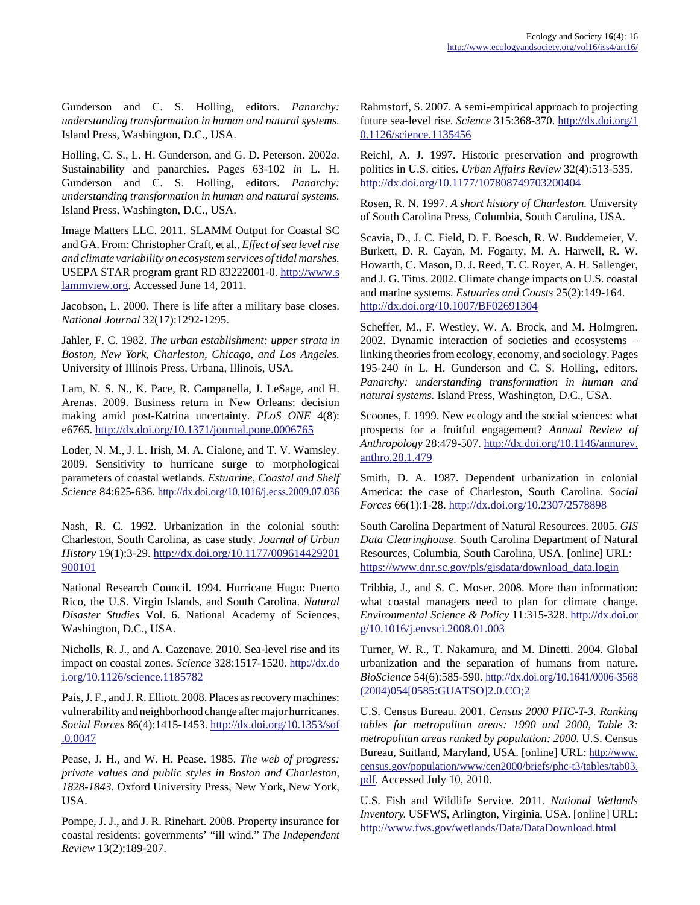Gunderson and C. S. Holling, editors. *Panarchy: understanding transformation in human and natural systems.* Island Press, Washington, D.C., USA.

Holling, C. S., L. H. Gunderson, and G. D. Peterson. 2002*a*. Sustainability and panarchies. Pages 63-102 *in* L. H. Gunderson and C. S. Holling, editors. *Panarchy: understanding transformation in human and natural systems.* Island Press, Washington, D.C., USA.

Image Matters LLC. 2011. SLAMM Output for Coastal SC and GA. From: Christopher Craft, et al., *Effect of sea level rise and climate variability on ecosystem services of tidal marshes.* USEPA STAR program grant RD 83222001-0. http://www.slammview.org. Accessed June 14, 2011.

Jacobson, L. 2000. There is life after a military base closes. *National Journal* 32(17):1292-1295.

Jahler, F. C. 1982. *The urban establishment: upper strata in Boston, New York, Charleston, Chicago, and Los Angeles.* University of Illinois Press, Urbana, Illinois, USA.

Lam, N. S. N., K. Pace, R. Campanella, J. LeSage, and H. Arenas. 2009. Business return in New Orleans: decision making amid post-Katrina uncertainty. *PLoS ONE* 4(8): e6765. http://dx.doi.org/10.1371/journal.pone.0006765

Loder, N. M., J. L. Irish, M. A. Cialone, and T. V. Wamsley. 2009. Sensitivity to hurricane surge to morphological parameters of coastal wetlands. *Estuarine, Coastal and Shelf Science* 84:625-636. http://dx.doi.org/10.1016/j.ecss.2009.07.036

Nash, R. C. 1992. Urbanization in the colonial south: Charleston, South Carolina, as case study. *Journal of Urban History* 19(1):3-29. http://dx.doi.org/10.1177/009614429201900101

National Research Council. 1994. Hurricane Hugo: Puerto Rico, the U.S. Virgin Islands, and South Carolina. *Natural Disaster Studies* Vol. 6. National Academy of Sciences, Washington, D.C., USA.

Nicholls, R. J., and A. Cazenave. 2010. Sea-level rise and its impact on coastal zones. *Science* 328:1517-1520. http://dx.doi.org/10.1126/science.1185782

Pais, J. F., and J. R. Elliott. 2008. Places as recovery machines: vulnerability and neighborhood change after major hurricanes. *Social Forces* 86(4):1415-1453. http://dx.doi.org/10.1353/sof.0.0047

Pease, J. H., and W. H. Pease. 1985. *The web of progress: private values and public styles in Boston and Charleston, 1828-1843.* Oxford University Press, New York, New York, USA.

Pompe, J. J., and J. R. Rinehart. 2008. Property insurance for coastal residents: governments' "ill wind." *The Independent Review* 13(2):189-207.

Rahmstorf, S. 2007. A semi-empirical approach to projecting future sea-level rise. *Science* 315:368-370. http://dx.doi.org/10.1126/science.1135456

Reichl, A. J. 1997. Historic preservation and progrowth politics in U.S. cities. *Urban Affairs Review* 32(4):513-535. http://dx.doi.org/10.1177/107808749703200404

Rosen, R. N. 1997. *A short history of Charleston.* University of South Carolina Press, Columbia, South Carolina, USA.

Scavia, D., J. C. Field, D. F. Boesch, R. W. Buddemeier, V. Burkett, D. R. Cayan, M. Fogarty, M. A. Harwell, R. W. Howarth, C. Mason, D. J. Reed, T. C. Royer, A. H. Sallenger, and J. G. Titus. 2002. Climate change impacts on U.S. coastal and marine systems. *Estuaries and Coasts* 25(2):149-164. http://dx.doi.org/10.1007/BF02691304

Scheffer, M., F. Westley, W. A. Brock, and M. Holmgren. 2002. Dynamic interaction of societies and ecosystems – linking theories from ecology, economy, and sociology. Pages 195-240 *in* L. H. Gunderson and C. S. Holling, editors. *Panarchy: understanding transformation in human and natural systems.* Island Press, Washington, D.C., USA.

Scoones, I. 1999. New ecology and the social sciences: what prospects for a fruitful engagement? *Annual Review of Anthropology* 28:479-507. http://dx.doi.org/10.1146/annurev.anthro.28.1.479

Smith, D. A. 1987. Dependent urbanization in colonial America: the case of Charleston, South Carolina. *Social Forces* 66(1):1-28. http://dx.doi.org/10.2307/2578898

South Carolina Department of Natural Resources. 2005. *GIS Data Clearinghouse.* South Carolina Department of Natural Resources, Columbia, South Carolina, USA. [online] URL: https://www.dnr.sc.gov/pls/gisdata/download_data.login

Tribbia, J., and S. C. Moser. 2008. More than information: what coastal managers need to plan for climate change. *Environmental Science & Policy* 11:315-328. http://dx.doi.org/10.1016/j.envsci.2008.01.003

Turner, W. R., T. Nakamura, and M. Dinetti. 2004. Global urbanization and the separation of humans from nature. *BioScience* 54(6):585-590. http://dx.doi.org/10.1641/0006-3568(2004)054[0585:GUATSO]2.0.CO;2

U.S. Census Bureau. 2001. *Census 2000 PHC-T-3. Ranking tables for metropolitan areas: 1990 and 2000, Table 3: metropolitan areas ranked by population: 2000.* U.S. Census Bureau, Suitland, Maryland, USA. [online] URL: http://www.census.gov/population/www/cen2000/briefs/phc-t3/tables/tab03.pdf. Accessed July 10, 2010.

U.S. Fish and Wildlife Service. 2011. *National Wetlands Inventory.* USFWS, Arlington, Virginia, USA. [online] URL: http://www.fws.gov/wetlands/Data/DataDownload.html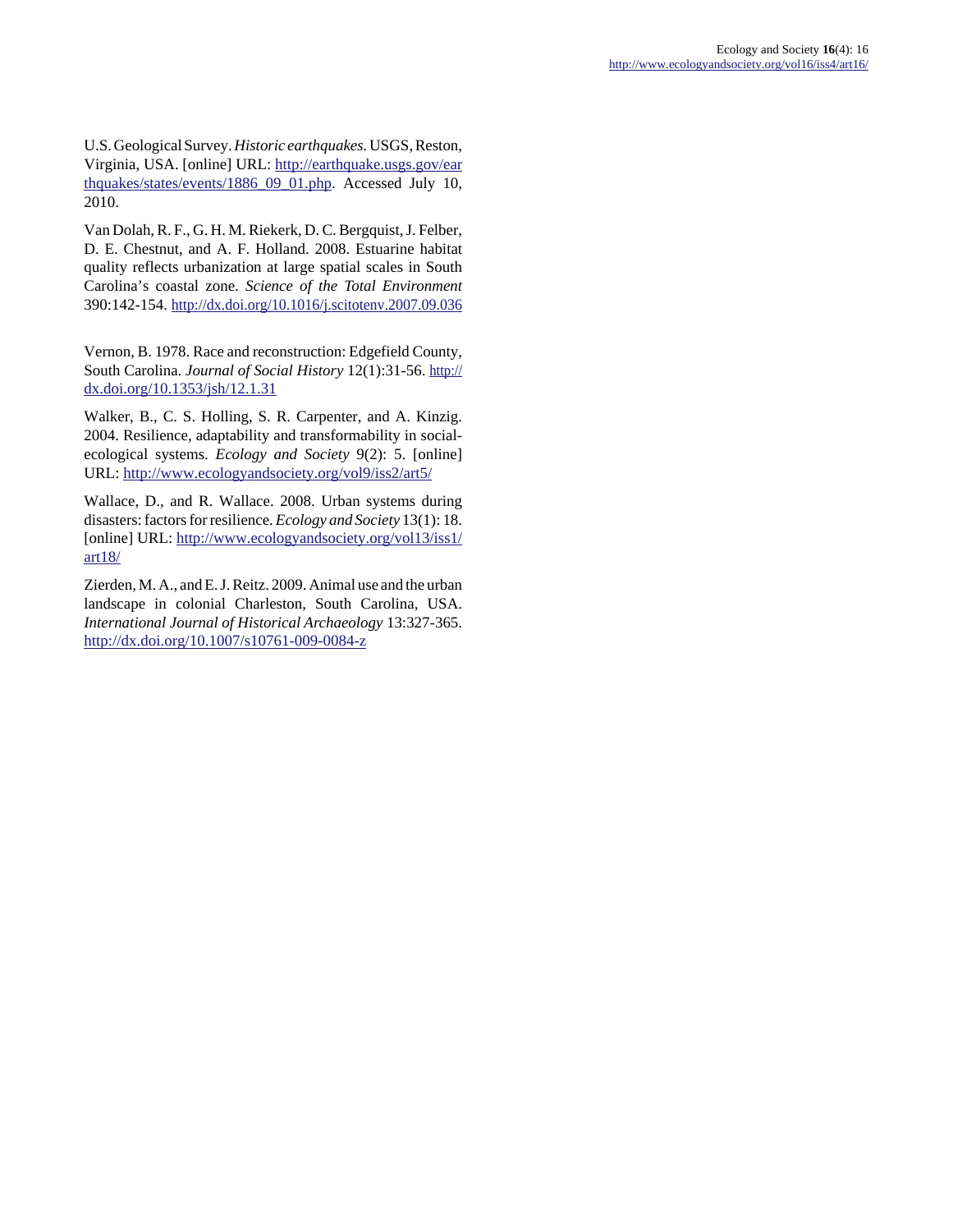U.S. Geological Survey. *Historic earthquakes*. USGS, Reston, Virginia, USA. [online] URL: http://earthquake.usgs.gov/earthquakes/states/events/1886_09_01.php. Accessed July 10, 2010.

Van Dolah, R. F., G. H. M. Riekerk, D. C. Bergquist, J. Felber, D. E. Chestnut, and A. F. Holland. 2008. Estuarine habitat quality reflects urbanization at large spatial scales in South Carolina's coastal zone. *Science of the Total Environment* 390:142-154. http://dx.doi.org/10.1016/j.scitotenv.2007.09.036

Vernon, B. 1978. Race and reconstruction: Edgefield County, South Carolina. *Journal of Social History* 12(1):31-56. http://dx.doi.org/10.1353/jsh/12.1.31

Walker, B., C. S. Holling, S. R. Carpenter, and A. Kinzig. 2004. Resilience, adaptability and transformability in social-ecological systems. *Ecology and Society* 9(2): 5. [online] URL: http://www.ecologyandsociety.org/vol9/iss2/art5/

Wallace, D., and R. Wallace. 2008. Urban systems during disasters: factors for resilience. *Ecology and Society* 13(1): 18. [online] URL: http://www.ecologyandsociety.org/vol13/iss1/art18/

Zierden, M. A., and E. J. Reitz. 2009. Animal use and the urban landscape in colonial Charleston, South Carolina, USA. *International Journal of Historical Archaeology* 13:327-365. http://dx.doi.org/10.1007/s10761-009-0084-z